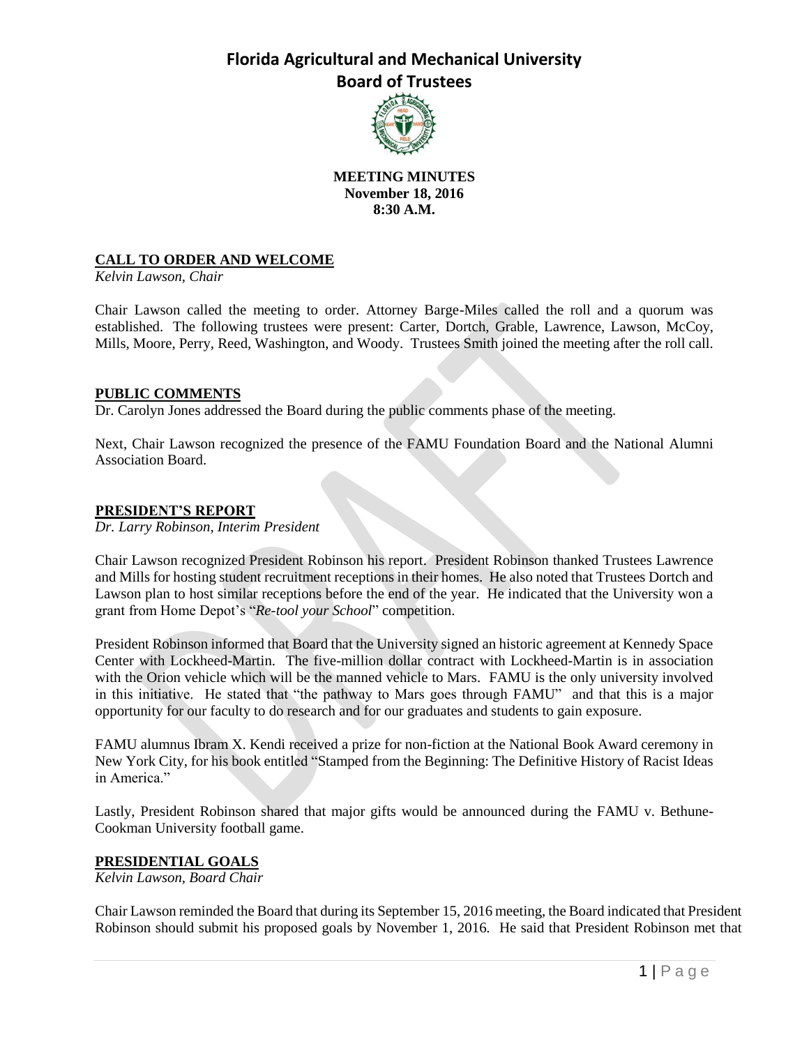# Florida Agricultural and Mechanical University
## Board of Trustees

**MEETING MINUTES**
**November 18, 2016**
**8:30 A.M.**

### CALL TO ORDER AND WELCOME

*Kelvin Lawson, Chair*

Chair Lawson called the meeting to order. Attorney Barge-Miles called the roll and a quorum was established. The following trustees were present: Carter, Dortch, Grable, Lawrence, Lawson, McCoy, Mills, Moore, Perry, Reed, Washington, and Woody. Trustees Smith joined the meeting after the roll call.

### PUBLIC COMMENTS

Dr. Carolyn Jones addressed the Board during the public comments phase of the meeting.

Next, Chair Lawson recognized the presence of the FAMU Foundation Board and the National Alumni Association Board.

### PRESIDENT'S REPORT

*Dr. Larry Robinson, Interim President*

Chair Lawson recognized President Robinson his report. President Robinson thanked Trustees Lawrence and Mills for hosting student recruitment receptions in their homes. He also noted that Trustees Dortch and Lawson plan to host similar receptions before the end of the year. He indicated that the University won a grant from Home Depot's "*Re-tool your School*" competition.

President Robinson informed that Board that the University signed an historic agreement at Kennedy Space Center with Lockheed-Martin. The five-million dollar contract with Lockheed-Martin is in association with the Orion vehicle which will be the manned vehicle to Mars. FAMU is the only university involved in this initiative. He stated that "the pathway to Mars goes through FAMU" and that this is a major opportunity for our faculty to do research and for our graduates and students to gain exposure.

FAMU alumnus Ibram X. Kendi received a prize for non-fiction at the National Book Award ceremony in New York City, for his book entitled "Stamped from the Beginning: The Definitive History of Racist Ideas in America."

Lastly, President Robinson shared that major gifts would be announced during the FAMU v. Bethune-Cookman University football game.

### PRESIDENTIAL GOALS

*Kelvin Lawson, Board Chair*

Chair Lawson reminded the Board that during its September 15, 2016 meeting, the Board indicated that President Robinson should submit his proposed goals by November 1, 2016. He said that President Robinson met that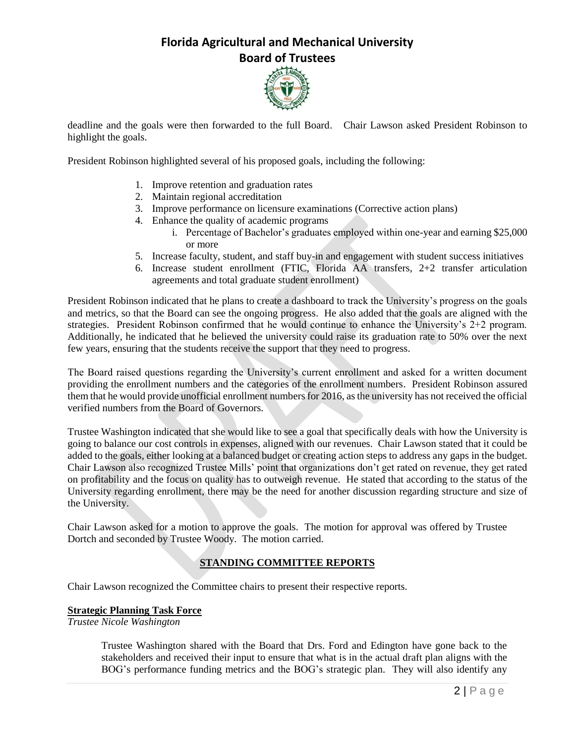deadline and the goals were then forwarded to the full Board. Chair Lawson asked President Robinson to highlight the goals.

President Robinson highlighted several of his proposed goals, including the following:

1. Improve retention and graduation rates
2. Maintain regional accreditation
3. Improve performance on licensure examinations (Corrective action plans)
4. Enhance the quality of academic programs
   i. Percentage of Bachelor's graduates employed within one-year and earning $25,000 or more
5. Increase faculty, student, and staff buy-in and engagement with student success initiatives
6. Increase student enrollment (FTIC, Florida AA transfers, 2+2 transfer articulation agreements and total graduate student enrollment)

President Robinson indicated that he plans to create a dashboard to track the University's progress on the goals and metrics, so that the Board can see the ongoing progress. He also added that the goals are aligned with the strategies. President Robinson confirmed that he would continue to enhance the University's 2+2 program. Additionally, he indicated that he believed the university could raise its graduation rate to 50% over the next few years, ensuring that the students receive the support that they need to progress.

The Board raised questions regarding the University's current enrollment and asked for a written document providing the enrollment numbers and the categories of the enrollment numbers. President Robinson assured them that he would provide unofficial enrollment numbers for 2016, as the university has not received the official verified numbers from the Board of Governors.

Trustee Washington indicated that she would like to see a goal that specifically deals with how the University is going to balance our cost controls in expenses, aligned with our revenues. Chair Lawson stated that it could be added to the goals, either looking at a balanced budget or creating action steps to address any gaps in the budget. Chair Lawson also recognized Trustee Mills' point that organizations don't get rated on revenue, they get rated on profitability and the focus on quality has to outweigh revenue. He stated that according to the status of the University regarding enrollment, there may be the need for another discussion regarding structure and size of the University.

Chair Lawson asked for a motion to approve the goals. The motion for approval was offered by Trustee Dortch and seconded by Trustee Woody. The motion carried.

## STANDING COMMITTEE REPORTS

Chair Lawson recognized the Committee chairs to present their respective reports.

**Strategic Planning Task Force**
*Trustee Nicole Washington*

Trustee Washington shared with the Board that Drs. Ford and Edington have gone back to the stakeholders and received their input to ensure that what is in the actual draft plan aligns with the BOG's performance funding metrics and the BOG's strategic plan. They will also identify any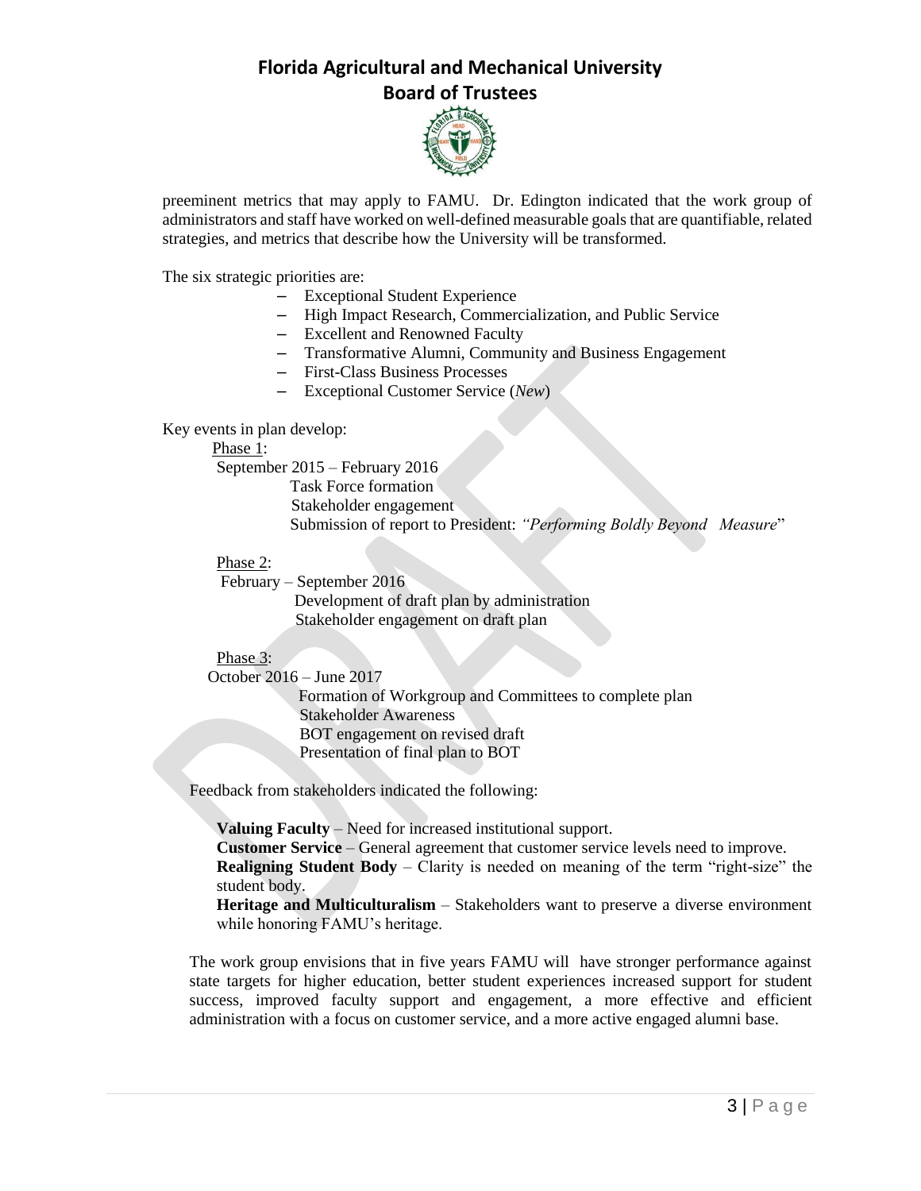preeminent metrics that may apply to FAMU. Dr. Edington indicated that the work group of administrators and staff have worked on well-defined measurable goals that are quantifiable, related strategies, and metrics that describe how the University will be transformed.

The six strategic priorities are:

- Exceptional Student Experience
- High Impact Research, Commercialization, and Public Service
- Excellent and Renowned Faculty
- Transformative Alumni, Community and Business Engagement
- First-Class Business Processes
- Exceptional Customer Service (*New*)

Key events in plan develop:

<u>Phase 1</u>:
September 2015 – February 2016
Task Force formation
Stakeholder engagement
Submission of report to President: *"Performing Boldly Beyond Measure*"

<u>Phase 2</u>:
February – September 2016
Development of draft plan by administration
Stakeholder engagement on draft plan

<u>Phase 3</u>:
October 2016 – June 2017
Formation of Workgroup and Committees to complete plan
Stakeholder Awareness
BOT engagement on revised draft
Presentation of final plan to BOT

Feedback from stakeholders indicated the following:

**Valuing Faculty** – Need for increased institutional support.
**Customer Service** – General agreement that customer service levels need to improve.
**Realigning Student Body** – Clarity is needed on meaning of the term "right-size" the student body.
**Heritage and Multiculturalism** – Stakeholders want to preserve a diverse environment while honoring FAMU's heritage.

The work group envisions that in five years FAMU will have stronger performance against state targets for higher education, better student experiences increased support for student success, improved faculty support and engagement, a more effective and efficient administration with a focus on customer service, and a more active engaged alumni base.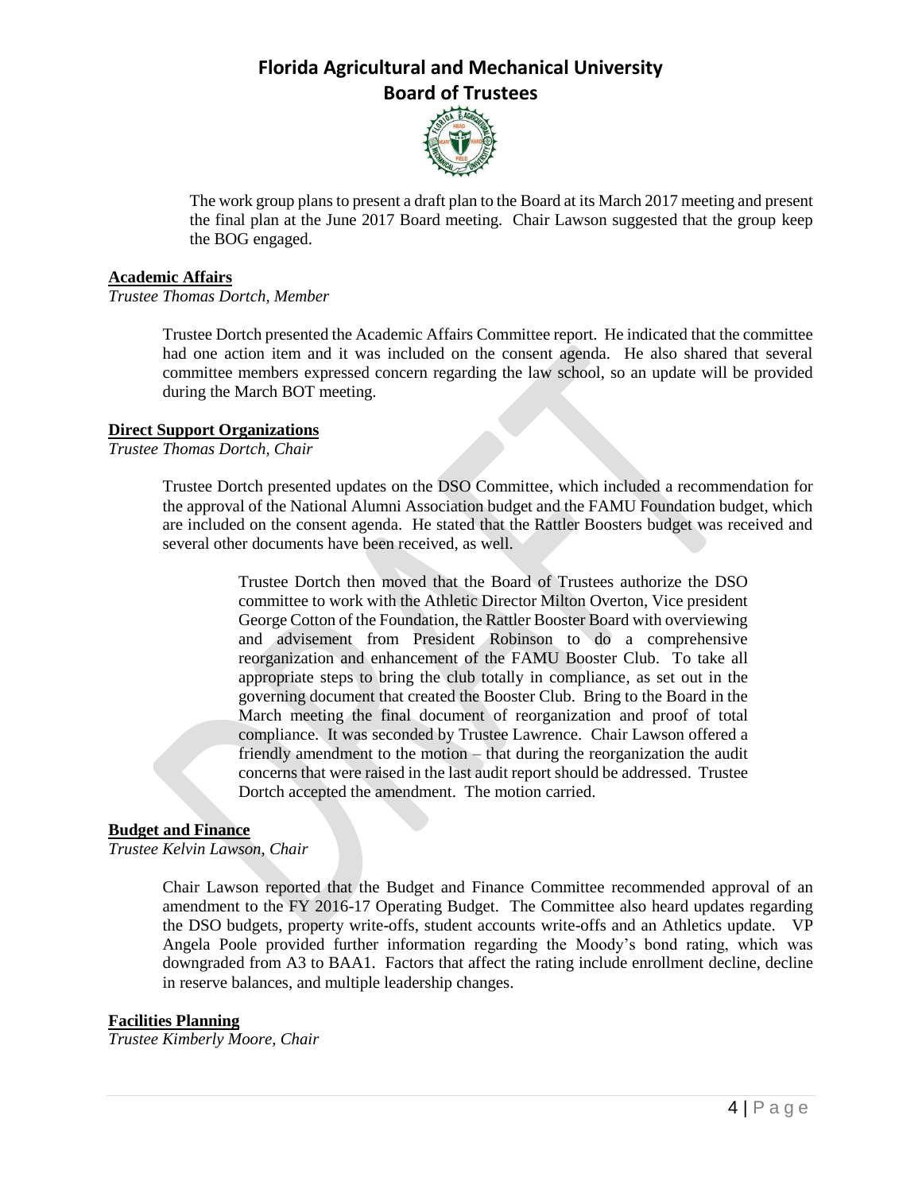The work group plans to present a draft plan to the Board at its March 2017 meeting and present the final plan at the June 2017 Board meeting. Chair Lawson suggested that the group keep the BOG engaged.

**Academic Affairs**

*Trustee Thomas Dortch, Member*

Trustee Dortch presented the Academic Affairs Committee report. He indicated that the committee had one action item and it was included on the consent agenda. He also shared that several committee members expressed concern regarding the law school, so an update will be provided during the March BOT meeting.

**Direct Support Organizations**

*Trustee Thomas Dortch, Chair*

Trustee Dortch presented updates on the DSO Committee, which included a recommendation for the approval of the National Alumni Association budget and the FAMU Foundation budget, which are included on the consent agenda. He stated that the Rattler Boosters budget was received and several other documents have been received, as well.

> Trustee Dortch then moved that the Board of Trustees authorize the DSO committee to work with the Athletic Director Milton Overton, Vice president George Cotton of the Foundation, the Rattler Booster Board with overviewing and advisement from President Robinson to do a comprehensive reorganization and enhancement of the FAMU Booster Club. To take all appropriate steps to bring the club totally in compliance, as set out in the governing document that created the Booster Club. Bring to the Board in the March meeting the final document of reorganization and proof of total compliance. It was seconded by Trustee Lawrence. Chair Lawson offered a friendly amendment to the motion – that during the reorganization the audit concerns that were raised in the last audit report should be addressed. Trustee Dortch accepted the amendment. The motion carried.

**Budget and Finance**

*Trustee Kelvin Lawson, Chair*

Chair Lawson reported that the Budget and Finance Committee recommended approval of an amendment to the FY 2016-17 Operating Budget. The Committee also heard updates regarding the DSO budgets, property write-offs, student accounts write-offs and an Athletics update. VP Angela Poole provided further information regarding the Moody's bond rating, which was downgraded from A3 to BAA1. Factors that affect the rating include enrollment decline, decline in reserve balances, and multiple leadership changes.

**Facilities Planning**

*Trustee Kimberly Moore, Chair*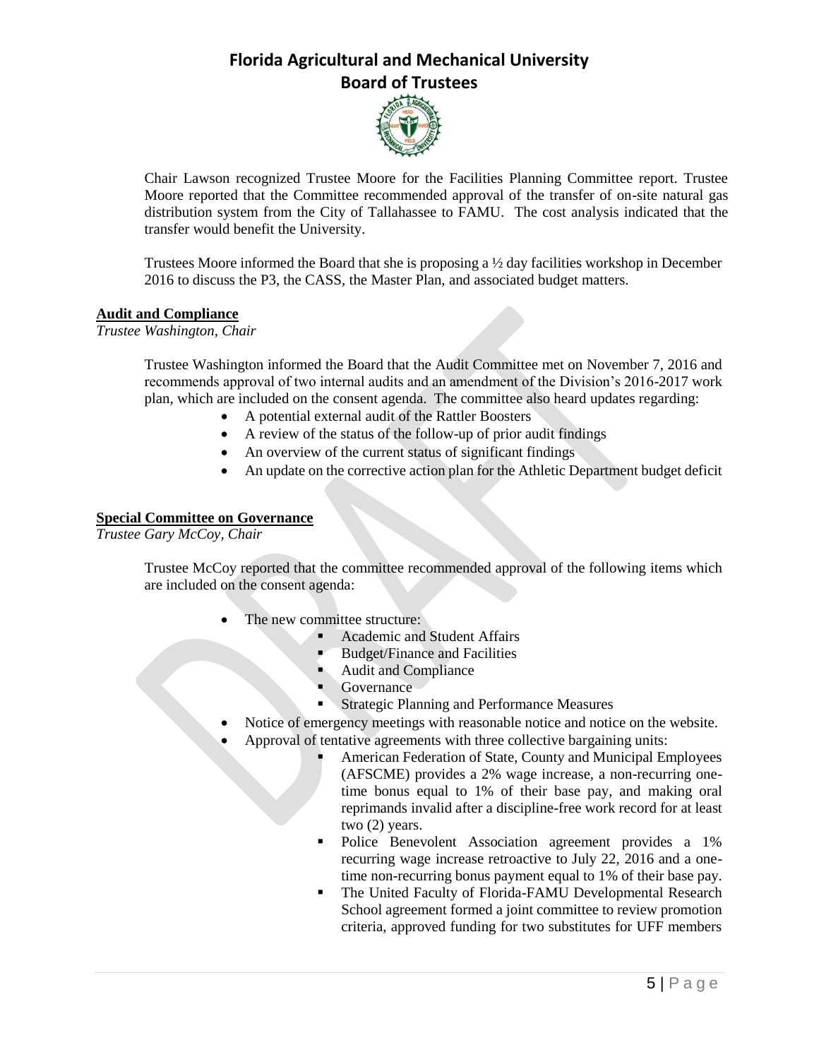Chair Lawson recognized Trustee Moore for the Facilities Planning Committee report. Trustee Moore reported that the Committee recommended approval of the transfer of on-site natural gas distribution system from the City of Tallahassee to FAMU. The cost analysis indicated that the transfer would benefit the University.

Trustees Moore informed the Board that she is proposing a ½ day facilities workshop in December 2016 to discuss the P3, the CASS, the Master Plan, and associated budget matters.

**Audit and Compliance**

*Trustee Washington, Chair*

Trustee Washington informed the Board that the Audit Committee met on November 7, 2016 and recommends approval of two internal audits and an amendment of the Division's 2016-2017 work plan, which are included on the consent agenda. The committee also heard updates regarding:

- A potential external audit of the Rattler Boosters
- A review of the status of the follow-up of prior audit findings
- An overview of the current status of significant findings
- An update on the corrective action plan for the Athletic Department budget deficit

**Special Committee on Governance**

*Trustee Gary McCoy, Chair*

Trustee McCoy reported that the committee recommended approval of the following items which are included on the consent agenda:

- The new committee structure:
  - Academic and Student Affairs
  - Budget/Finance and Facilities
  - Audit and Compliance
  - Governance
  - Strategic Planning and Performance Measures
- Notice of emergency meetings with reasonable notice and notice on the website.
- Approval of tentative agreements with three collective bargaining units:
  - American Federation of State, County and Municipal Employees (AFSCME) provides a 2% wage increase, a non-recurring one-time bonus equal to 1% of their base pay, and making oral reprimands invalid after a discipline-free work record for at least two (2) years.
  - Police Benevolent Association agreement provides a 1% recurring wage increase retroactive to July 22, 2016 and a one-time non-recurring bonus payment equal to 1% of their base pay.
  - The United Faculty of Florida-FAMU Developmental Research School agreement formed a joint committee to review promotion criteria, approved funding for two substitutes for UFF members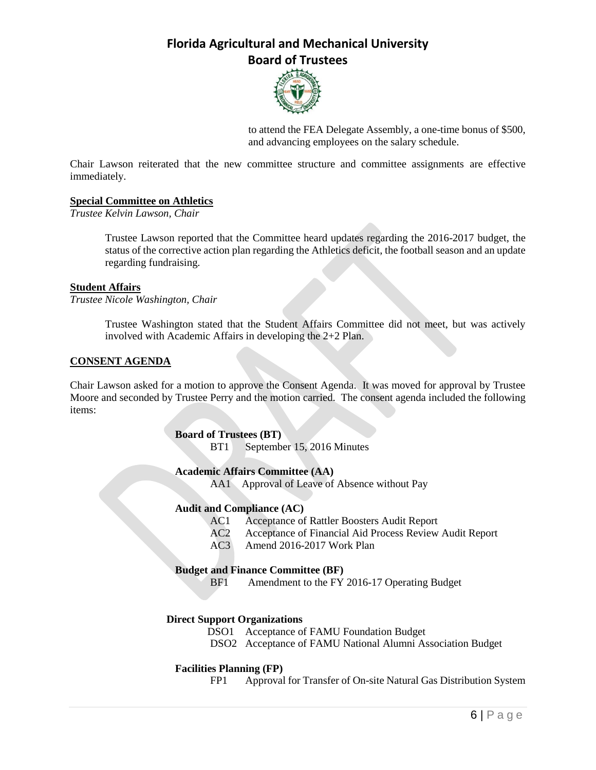to attend the FEA Delegate Assembly, a one-time bonus of $500, and advancing employees on the salary schedule.

Chair Lawson reiterated that the new committee structure and committee assignments are effective immediately.

**Special Committee on Athletics**

*Trustee Kelvin Lawson, Chair*

Trustee Lawson reported that the Committee heard updates regarding the 2016-2017 budget, the status of the corrective action plan regarding the Athletics deficit, the football season and an update regarding fundraising.

**Student Affairs**

*Trustee Nicole Washington, Chair*

Trustee Washington stated that the Student Affairs Committee did not meet, but was actively involved with Academic Affairs in developing the 2+2 Plan.

**CONSENT AGENDA**

Chair Lawson asked for a motion to approve the Consent Agenda. It was moved for approval by Trustee Moore and seconded by Trustee Perry and the motion carried. The consent agenda included the following items:

**Board of Trustees (BT)**

BT1 September 15, 2016 Minutes

**Academic Affairs Committee (AA)**

AA1 Approval of Leave of Absence without Pay

**Audit and Compliance (AC)**

AC1 Acceptance of Rattler Boosters Audit Report
AC2 Acceptance of Financial Aid Process Review Audit Report
AC3 Amend 2016-2017 Work Plan

**Budget and Finance Committee (BF)**

BF1 Amendment to the FY 2016-17 Operating Budget

**Direct Support Organizations**

DSO1 Acceptance of FAMU Foundation Budget
DSO2 Acceptance of FAMU National Alumni Association Budget

**Facilities Planning (FP)**

FP1 Approval for Transfer of On-site Natural Gas Distribution System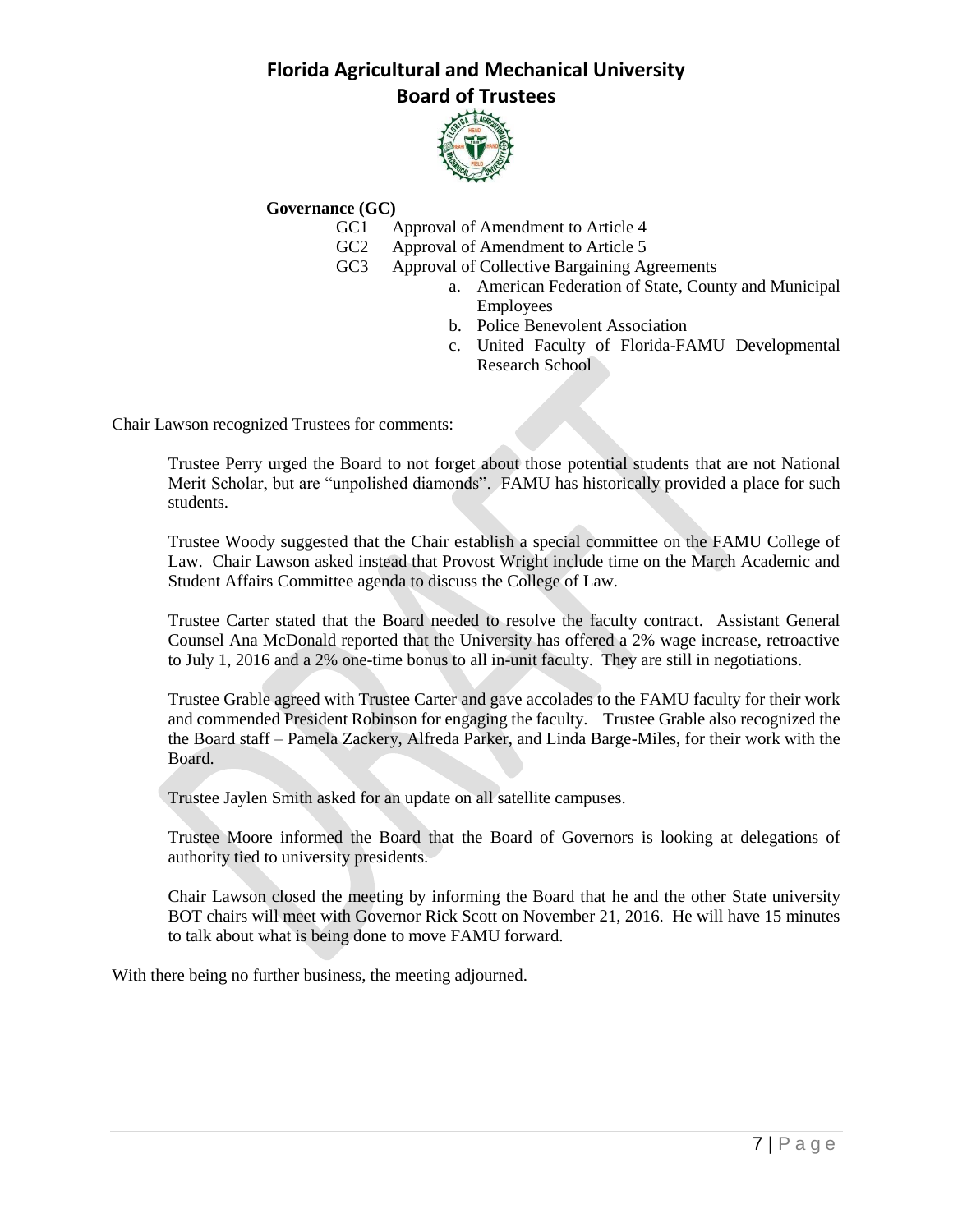**Governance (GC)**

- GC1 Approval of Amendment to Article 4
- GC2 Approval of Amendment to Article 5
- GC3 Approval of Collective Bargaining Agreements
  - a. American Federation of State, County and Municipal Employees
  - b. Police Benevolent Association
  - c. United Faculty of Florida-FAMU Developmental Research School

Chair Lawson recognized Trustees for comments:

Trustee Perry urged the Board to not forget about those potential students that are not National Merit Scholar, but are "unpolished diamonds". FAMU has historically provided a place for such students.

Trustee Woody suggested that the Chair establish a special committee on the FAMU College of Law. Chair Lawson asked instead that Provost Wright include time on the March Academic and Student Affairs Committee agenda to discuss the College of Law.

Trustee Carter stated that the Board needed to resolve the faculty contract. Assistant General Counsel Ana McDonald reported that the University has offered a 2% wage increase, retroactive to July 1, 2016 and a 2% one-time bonus to all in-unit faculty. They are still in negotiations.

Trustee Grable agreed with Trustee Carter and gave accolades to the FAMU faculty for their work and commended President Robinson for engaging the faculty. Trustee Grable also recognized the the Board staff – Pamela Zackery, Alfreda Parker, and Linda Barge-Miles, for their work with the Board.

Trustee Jaylen Smith asked for an update on all satellite campuses.

Trustee Moore informed the Board that the Board of Governors is looking at delegations of authority tied to university presidents.

Chair Lawson closed the meeting by informing the Board that he and the other State university BOT chairs will meet with Governor Rick Scott on November 21, 2016. He will have 15 minutes to talk about what is being done to move FAMU forward.

With there being no further business, the meeting adjourned.